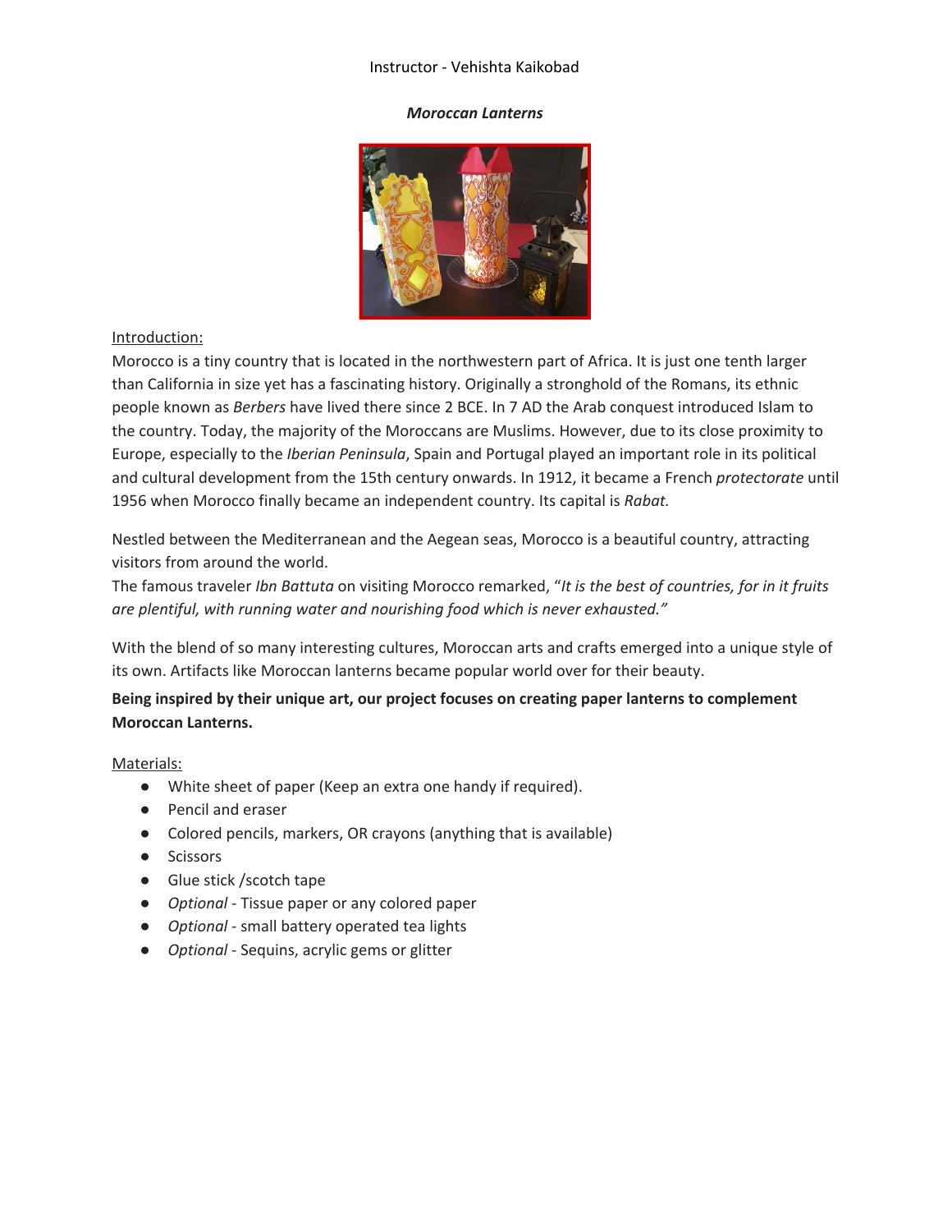Instructor - Vehishta Kaikobad

# *Moroccan Lanterns*

<u>Introduction:</u>

Morocco is a tiny country that is located in the northwestern part of Africa. It is just one tenth larger than California in size yet has a fascinating history. Originally a stronghold of the Romans, its ethnic people known as *Berbers* have lived there since 2 BCE. In 7 AD the Arab conquest introduced Islam to the country. Today, the majority of the Moroccans are Muslims. However, due to its close proximity to Europe, especially to the *Iberian Peninsula*, Spain and Portugal played an important role in its political and cultural development from the 15th century onwards. In 1912, it became a French *protectorate* until 1956 when Morocco finally became an independent country. Its capital is *Rabat.*

Nestled between the Mediterranean and the Aegean seas, Morocco is a beautiful country, attracting visitors from around the world.

The famous traveler *Ibn Battuta* on visiting Morocco remarked, "*It is the best of countries, for in it fruits are plentiful, with running water and nourishing food which is never exhausted."*

With the blend of so many interesting cultures, Moroccan arts and crafts emerged into a unique style of its own. Artifacts like Moroccan lanterns became popular world over for their beauty.

**Being inspired by their unique art, our project focuses on creating paper lanterns to complement Moroccan Lanterns.**

<u>Materials:</u>

- White sheet of paper (Keep an extra one handy if required).
- Pencil and eraser
- Colored pencils, markers, OR crayons (anything that is available)
- Scissors
- Glue stick /scotch tape
- *Optional* - Tissue paper or any colored paper
- *Optional* - small battery operated tea lights
- *Optional* - Sequins, acrylic gems or glitter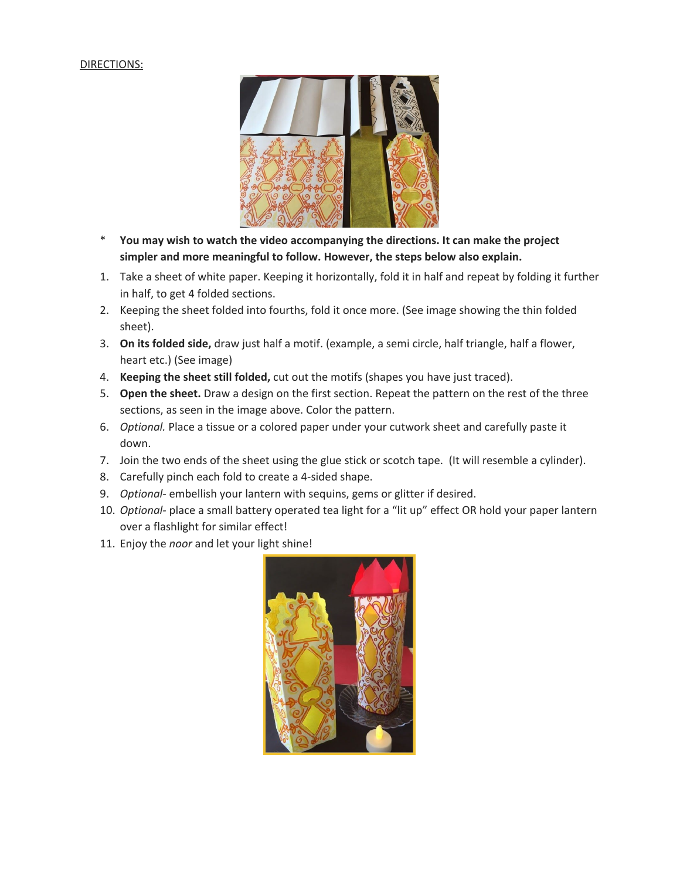DIRECTIONS:

- * **You may wish to watch the video accompanying the directions. It can make the project simpler and more meaningful to follow. However, the steps below also explain.**

1. Take a sheet of white paper. Keeping it horizontally, fold it in half and repeat by folding it further in half, to get 4 folded sections.
2. Keeping the sheet folded into fourths, fold it once more. (See image showing the thin folded sheet).
3. **On its folded side,** draw just half a motif. (example, a semi circle, half triangle, half a flower, heart etc.) (See image)
4. **Keeping the sheet still folded,** cut out the motifs (shapes you have just traced).
5. **Open the sheet.** Draw a design on the first section. Repeat the pattern on the rest of the three sections, as seen in the image above. Color the pattern.
6. *Optional.* Place a tissue or a colored paper under your cutwork sheet and carefully paste it down.
7. Join the two ends of the sheet using the glue stick or scotch tape. (It will resemble a cylinder).
8. Carefully pinch each fold to create a 4-sided shape.
9. *Optional*- embellish your lantern with sequins, gems or glitter if desired.
10. *Optional*- place a small battery operated tea light for a "lit up" effect OR hold your paper lantern over a flashlight for similar effect!
11. Enjoy the *noor* and let your light shine!